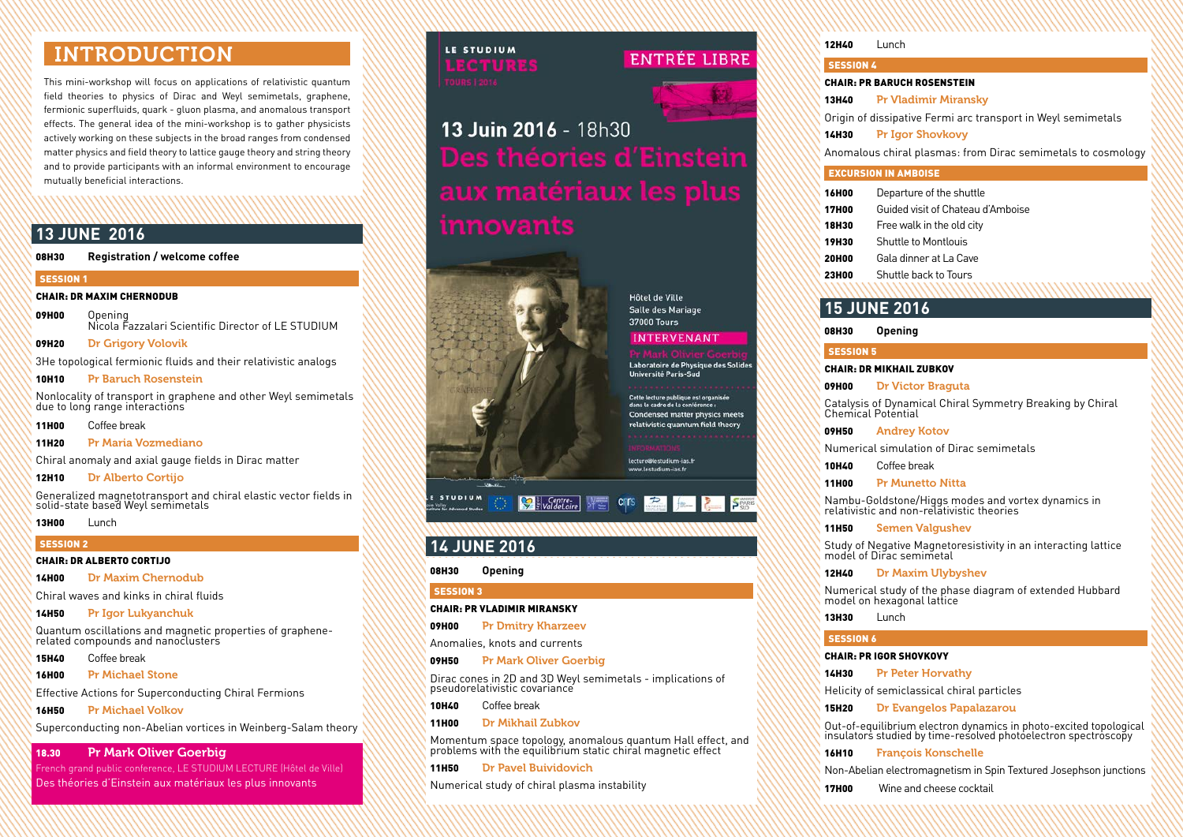# INTRODUCTION

This mini-workshop will focus on applications of relativistic quantum field theories to physics of Dirac and Weyl semimetals, graphene, fermionic superfluids, quark - gluon plasma, and anomalous transport effects. The general idea of the mini-workshop is to gather physicists actively working on these subjects in the broad ranges from condensed matter physics and field theory to lattice gauge theory and string theory and to provide participants with an informal environment to encourage mutually beneficial interactions.

## 13 JUNE 2016

**08H30** **Registration / welcome coffee**

### SESSION 1

**CHAIR: DR MAXIM CHERNODUB**

**09H00** Opening
Nicola Fazzalari Scientific Director of LE STUDIUM

**09H20** Dr Grigory Volovik
3He topological fermionic fluids and their relativistic analogs

**10H10** Pr Baruch Rosenstein
Nonlocality of transport in graphene and other Weyl semimetals due to long range interactions

**11H00** Coffee break

**11H20** Pr Maria Vozmediano
Chiral anomaly and axial gauge fields in Dirac matter

**12H10** Dr Alberto Cortijo
Generalized magnetotransport and chiral elastic vector fields in solid-state based Weyl semimetals

**13H00** Lunch

### SESSION 2

**CHAIR: DR ALBERTO CORTIJO**

**14H00** Dr Maxim Chernodub
Chiral waves and kinks in chiral fluids

**14H50** Pr Igor Lukyanchuk
Quantum oscillations and magnetic properties of graphene-related compounds and nanoclusters

**15H40** Coffee break

**16H00** Pr Michael Stone
Effective Actions for Superconducting Chiral Fermions

**16H50** Pr Michael Volkov
Superconducting non-Abelian vortices in Weinberg-Salam theory

**18.30** **Pr Mark Oliver Goerbig**
French grand public conference, LE STUDIUM LECTURE (Hôtel de Ville)
Des théories d'Einstein aux matériaux les plus innovants

---

LE STUDIUM LECTURES TOURS | 2016

ENTRÉE LIBRE

**13 Juin 2016** - 18h30

**Des théories d'Einstein aux matériaux les plus innovants**

Hôtel de Ville
Salle des Mariage
37000 Tours

INTERVENANT

Pr Mark Olivier Goerbig
Laboratoire de Physique des Solides
Université Paris-Sud

Cette lecture publique est organisée dans le cadre de la conférence :
Condensed matter physics meets relativistic quantum field theory

INFORMATIONS
lecture@lestudium-ias.fr
www.lestudium-ias.fr

---

## 14 JUNE 2016

**08H30** **Opening**

### SESSION 3

**CHAIR: PR VLADIMIR MIRANSKY**

**09H00** Pr Dmitry Kharzeev
Anomalies, knots and currents

**09H50** Pr Mark Oliver Goerbig
Dirac cones in 2D and 3D Weyl semimetals - implications of pseudorelativistic covariance

**10H40** Coffee break

**11H00** Dr Mikhail Zubkov
Momentum space topology, anomalous quantum Hall effect, and problems with the equilibrium static chiral magnetic effect

**11H50** Dr Pavel Buividovich
Numerical study of chiral plasma instability

**12H40** Lunch

### SESSION 4

**CHAIR: PR BARUCH ROSENSTEIN**

**13H40** Pr Vladimir Miransky
Origin of dissipative Fermi arc transport in Weyl semimetals

**14H30** Pr Igor Shovkovy
Anomalous chiral plasmas: from Dirac semimetals to cosmology

### EXCURSION IN AMBOISE

**16H00** Departure of the shuttle

**17H00** Guided visit of Chateau d'Amboise

**18H30** Free walk in the old city

**19H30** Shuttle to Montlouis

**20H00** Gala dinner at La Cave

**23H00** Shuttle back to Tours

## 15 JUNE 2016

**08H30** **Opening**

### SESSION 5

**CHAIR: DR MIKHAIL ZUBKOV**

**09H00** Dr Victor Braguta
Catalysis of Dynamical Chiral Symmetry Breaking by Chiral Chemical Potential

**09H50** Andrey Kotov
Numerical simulation of Dirac semimetals

**10H40** Coffee break

**11H00** Pr Munetto Nitta
Nambu-Goldstone/Higgs modes and vortex dynamics in relativistic and non-relativistic theories

**11H50** Semen Valgushev
Study of Negative Magnetoresistivity in an interacting lattice model of Dirac semimetal

**12H40** Dr Maxim Ulybyshev
Numerical study of the phase diagram of extended Hubbard model on hexagonal lattice

**13H30** Lunch

### SESSION 6

**CHAIR: PR IGOR SHOVKOVY**

**14H30** Pr Peter Horvathy
Helicity of semiclassical chiral particles

**15H20** Dr Evangelos Papalazarou
Out-of-equilibrium electron dynamics in photo-excited topological insulators studied by time-resolved photoelectron spectroscopy

**16H10** François Konschelle
Non-Abelian electromagnetism in Spin Textured Josephson junctions

**17H00** Wine and cheese cocktail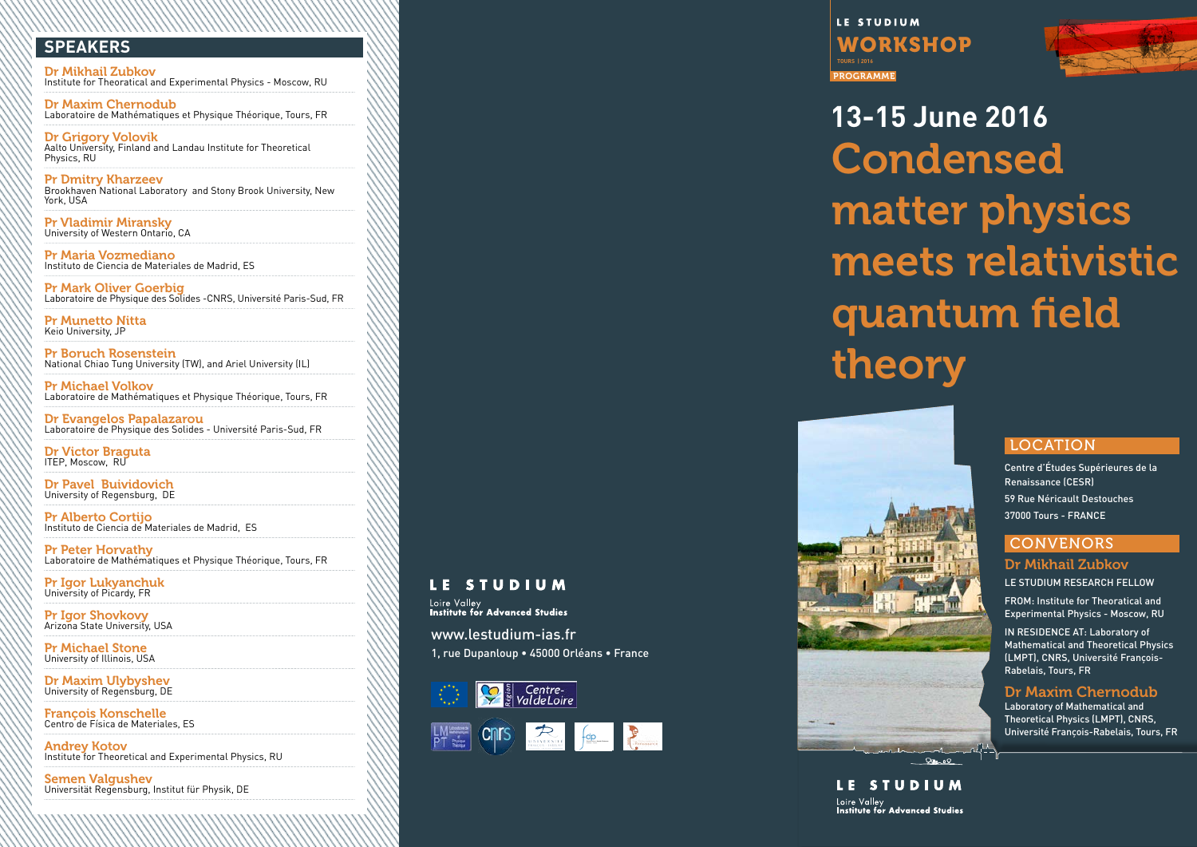## SPEAKERS

**Dr Mikhail Zubkov**
Institute for Theoretical and Experimental Physics - Moscow, RU

**Dr Maxim Chernodub**
Laboratoire de Mathématiques et Physique Théorique, Tours, FR

**Dr Grigory Volovik**
Aalto University, Finland and Landau Institute for Theoretical Physics, RU

**Pr Dmitry Kharzeev**
Brookhaven National Laboratory and Stony Brook University, New York, USA

**Pr Vladimir Miransky**
University of Western Ontario, CA

**Pr Maria Vozmediano**
Instituto de Ciencia de Materiales de Madrid, ES

**Pr Mark Oliver Goerbig**
Laboratoire de Physique des Solides -CNRS, Université Paris-Sud, FR

**Pr Munetto Nitta**
Keio University, JP

**Pr Boruch Rosenstein**
National Chiao Tung University (TW), and Ariel University (IL)

**Pr Michael Volkov**
Laboratoire de Mathématiques et Physique Théorique, Tours, FR

**Dr Evangelos Papalazarou**
Laboratoire de Physique des Solides - Université Paris-Sud, FR

**Dr Victor Braguta**
ITEP, Moscow, RU

**Dr Pavel Buividovich**
University of Regensburg, DE

**Pr Alberto Cortijo**
Instituto de Ciencia de Materiales de Madrid, ES

**Pr Peter Horvathy**
Laboratoire de Mathématiques et Physique Théorique, Tours, FR

**Pr Igor Lukyanchuk**
University of Picardy, FR

**Pr Igor Shovkovy**
Arizona State University, USA

**Pr Michael Stone**
University of Illinois, USA

**Dr Maxim Ulybyshev**
University of Regensburg, DE

**François Konschelle**
Centro de Física de Materiales, ES

**Andrey Kotov**
Institute for Theoretical and Experimental Physics, RU

**Semen Valgushev**
Universität Regensburg, Institut für Physik, DE

LE STUDIUM
Loire Valley
**Institute for Advanced Studies**

www.lestudium-ias.fr
1, rue Dupanloup • 45000 Orléans • France

LE STUDIUM
# WORKSHOP
TOURS | 2016
PROGRAMME

# 13-15 June 2016
# Condensed matter physics meets relativistic quantum field theory

## LOCATION

Centre d'Études Supérieures de la Renaissance (CESR)
59 Rue Néricault Destouches
37000 Tours - FRANCE

## CONVENORS

**Dr Mikhail Zubkov**
LE STUDIUM RESEARCH FELLOW
FROM: Institute for Theoretical and Experimental Physics - Moscow, RU
IN RESIDENCE AT: Laboratory of Mathematical and Theoretical Physics (LMPT), CNRS, Université François-Rabelais, Tours, FR

**Dr Maxim Chernodub**
Laboratory of Mathematical and Theoretical Physics (LMPT), CNRS, Université François-Rabelais, Tours, FR

LE STUDIUM
Loire Valley
**Institute for Advanced Studies**